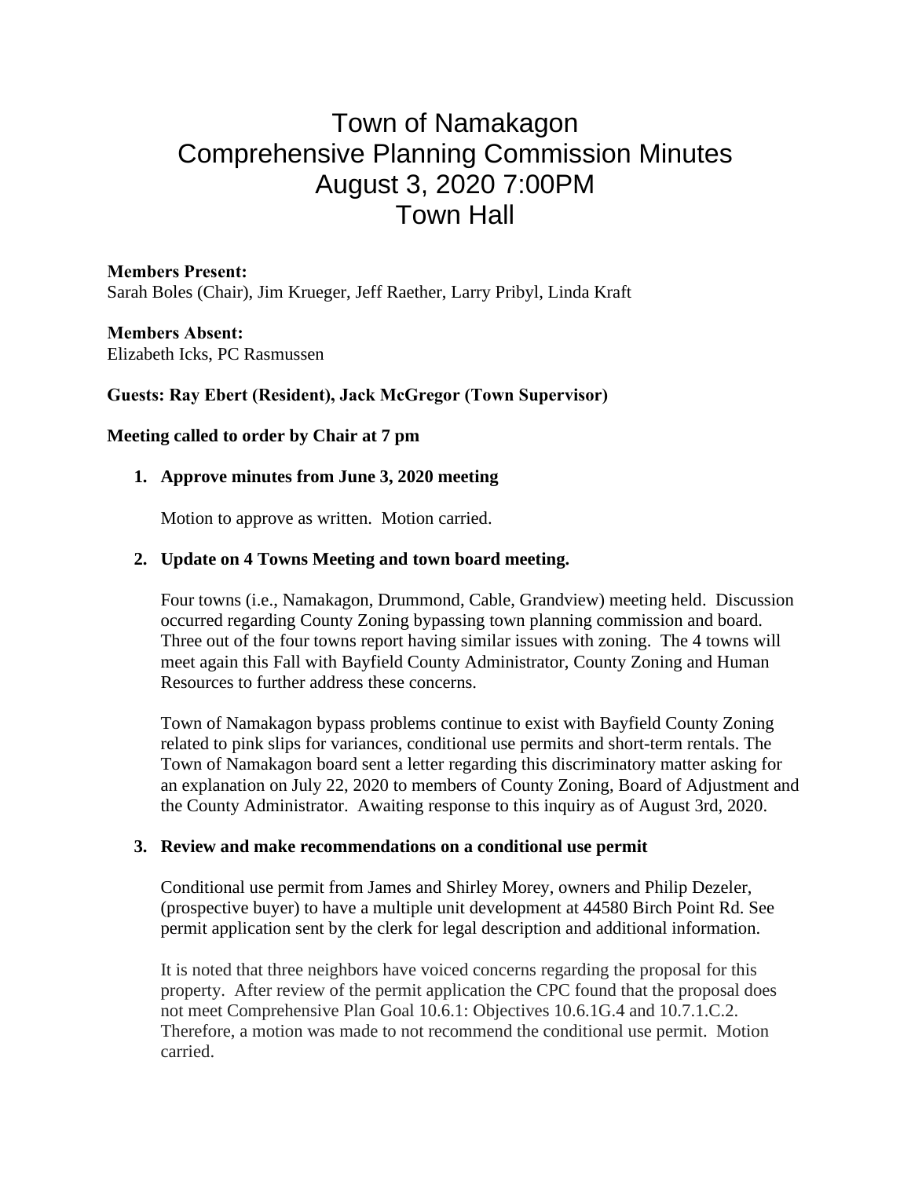# Town of Namakagon
# Comprehensive Planning Commission Minutes
# August 3, 2020 7:00PM
# Town Hall

**Members Present:**
Sarah Boles (Chair), Jim Krueger, Jeff Raether, Larry Pribyl, Linda Kraft

**Members Absent:**
Elizabeth Icks, PC Rasmussen

**Guests: Ray Ebert (Resident), Jack McGregor (Town Supervisor)**

**Meeting called to order by Chair at 7 pm**

1. **Approve minutes from June 3, 2020 meeting**

   Motion to approve as written. Motion carried.

2. **Update on 4 Towns Meeting and town board meeting.**

   Four towns (i.e., Namakagon, Drummond, Cable, Grandview) meeting held. Discussion occurred regarding County Zoning bypassing town planning commission and board. Three out of the four towns report having similar issues with zoning. The 4 towns will meet again this Fall with Bayfield County Administrator, County Zoning and Human Resources to further address these concerns.

   Town of Namakagon bypass problems continue to exist with Bayfield County Zoning related to pink slips for variances, conditional use permits and short-term rentals. The Town of Namakagon board sent a letter regarding this discriminatory matter asking for an explanation on July 22, 2020 to members of County Zoning, Board of Adjustment and the County Administrator. Awaiting response to this inquiry as of August 3rd, 2020.

3. **Review and make recommendations on a conditional use permit**

   Conditional use permit from James and Shirley Morey, owners and Philip Dezeler, (prospective buyer) to have a multiple unit development at 44580 Birch Point Rd. See permit application sent by the clerk for legal description and additional information.

   It is noted that three neighbors have voiced concerns regarding the proposal for this property. After review of the permit application the CPC found that the proposal does not meet Comprehensive Plan Goal 10.6.1: Objectives 10.6.1G.4 and 10.7.1.C.2. Therefore, a motion was made to not recommend the conditional use permit. Motion carried.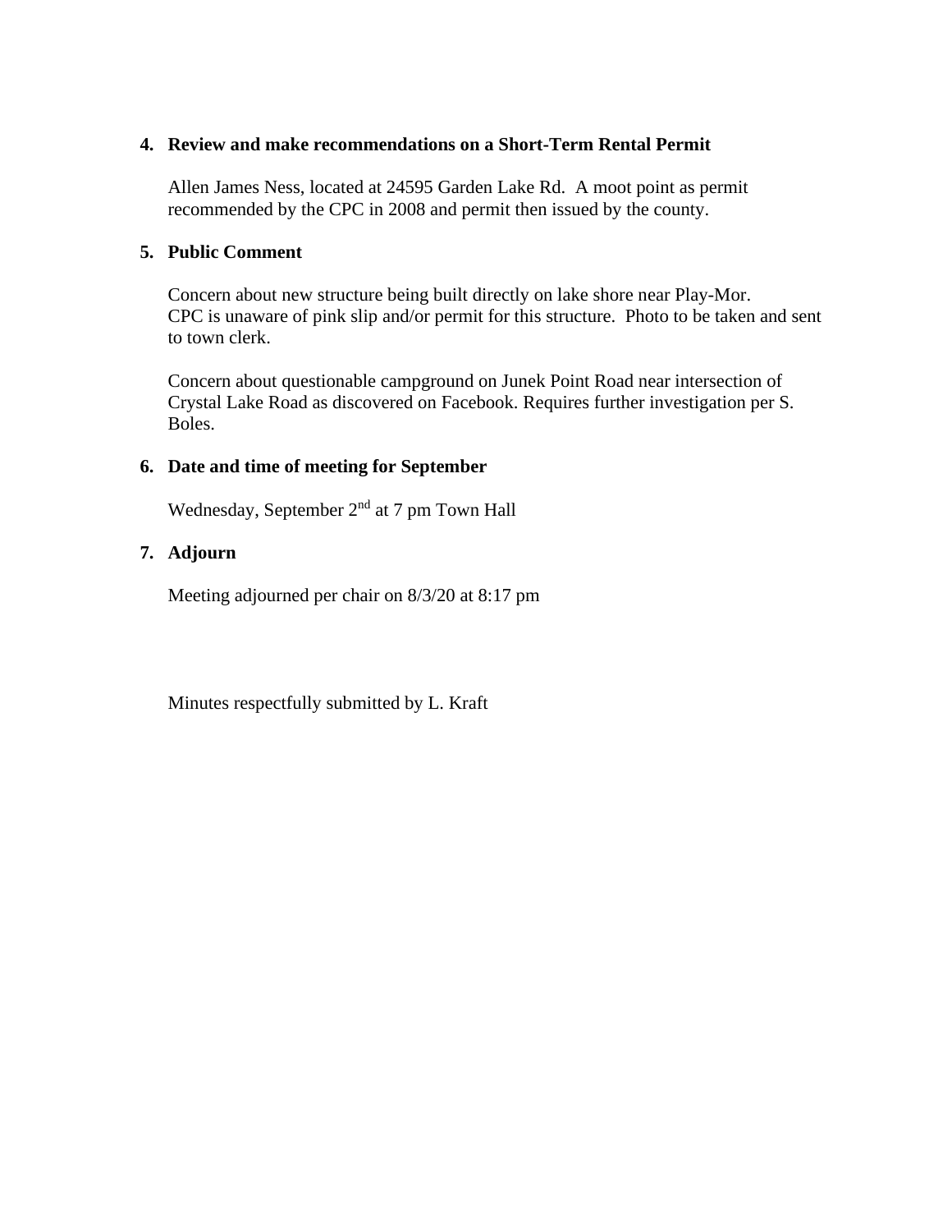4. **Review and make recommendations on a Short-Term Rental Permit**

   Allen James Ness, located at 24595 Garden Lake Rd. A moot point as permit recommended by the CPC in 2008 and permit then issued by the county.

5. **Public Comment**

   Concern about new structure being built directly on lake shore near Play-Mor. CPC is unaware of pink slip and/or permit for this structure. Photo to be taken and sent to town clerk.

   Concern about questionable campground on Junek Point Road near intersection of Crystal Lake Road as discovered on Facebook. Requires further investigation per S. Boles.

6. **Date and time of meeting for September**

   Wednesday, September 2nd at 7 pm Town Hall

7. **Adjourn**

   Meeting adjourned per chair on 8/3/20 at 8:17 pm

Minutes respectfully submitted by L. Kraft